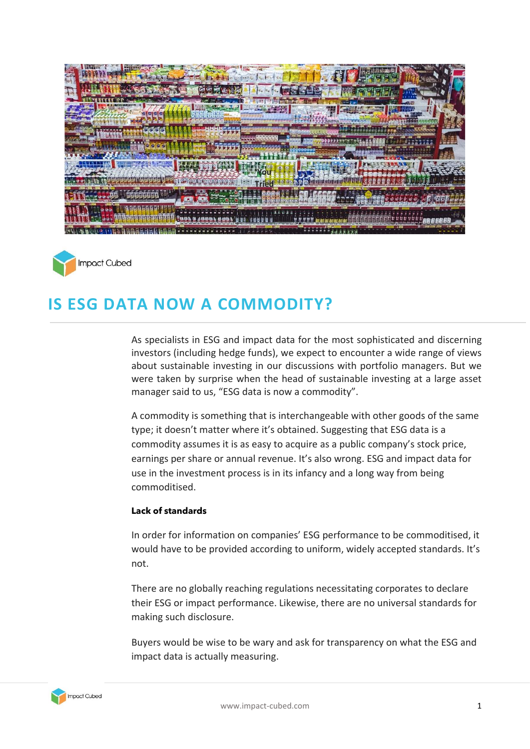Impact Cubed

# IS ESG DATA NOW A COMMODITY?

As specialists in ESG and impact data for the most sophisticated and discerning investors (including hedge funds), we expect to encounter a wide range of views about sustainable investing in our discussions with portfolio managers. But we were taken by surprise when the head of sustainable investing at a large asset manager said to us, “ESG data is now a commodity”.

A commodity is something that is interchangeable with other goods of the same type; it doesn’t matter where it’s obtained. Suggesting that ESG data is a commodity assumes it is as easy to acquire as a public company’s stock price, earnings per share or annual revenue. It’s also wrong. ESG and impact data for use in the investment process is in its infancy and a long way from being commoditised.

**Lack of standards**

In order for information on companies’ ESG performance to be commoditised, it would have to be provided according to uniform, widely accepted standards. It’s not.

There are no globally reaching regulations necessitating corporates to declare their ESG or impact performance. Likewise, there are no universal standards for making such disclosure.

Buyers would be wise to be wary and ask for transparency on what the ESG and impact data is actually measuring.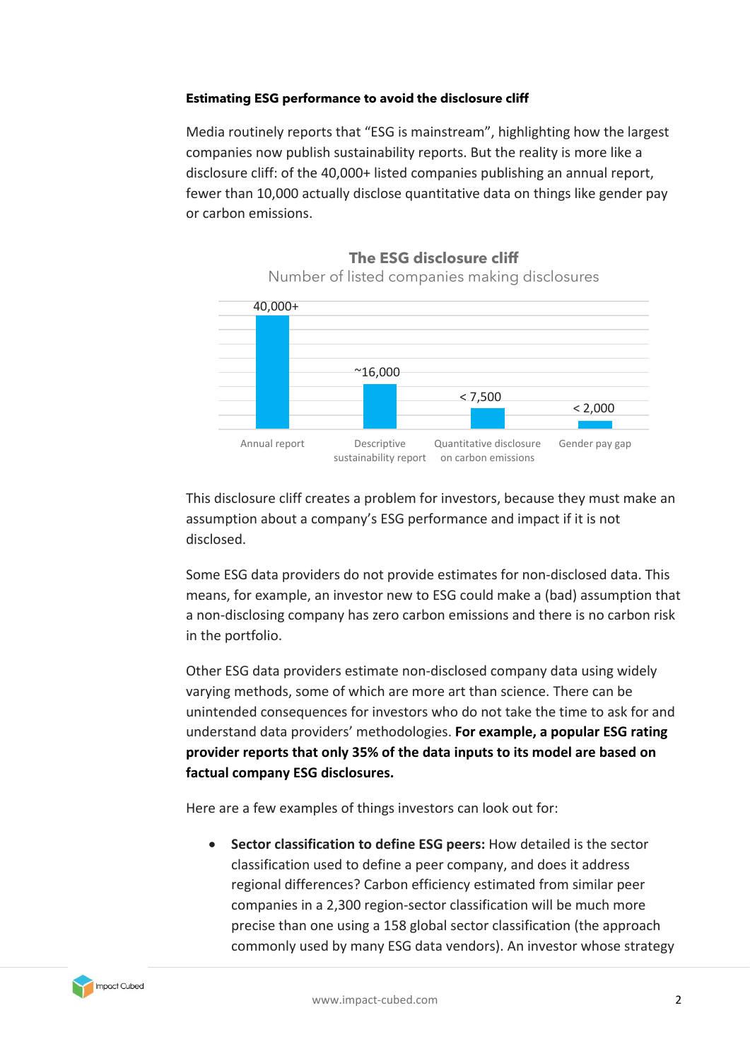**Estimating ESG performance to avoid the disclosure cliff**

Media routinely reports that "ESG is mainstream", highlighting how the largest companies now publish sustainability reports. But the reality is more like a disclosure cliff: of the 40,000+ listed companies publishing an annual report, fewer than 10,000 actually disclose quantitative data on things like gender pay or carbon emissions.

**The ESG disclosure cliff**

Number of listed companies making disclosures

40,000+
~16,000
< 7,500
< 2,000

Annual report
Descriptive sustainability report
Quantitative disclosure on carbon emissions
Gender pay gap

This disclosure cliff creates a problem for investors, because they must make an assumption about a company's ESG performance and impact if it is not disclosed.

Some ESG data providers do not provide estimates for non-disclosed data. This means, for example, an investor new to ESG could make a (bad) assumption that a non-disclosing company has zero carbon emissions and there is no carbon risk in the portfolio.

Other ESG data providers estimate non-disclosed company data using widely varying methods, some of which are more art than science. There can be unintended consequences for investors who do not take the time to ask for and understand data providers' methodologies. **For example, a popular ESG rating provider reports that only 35% of the data inputs to its model are based on factual company ESG disclosures.**

Here are a few examples of things investors can look out for:

- **Sector classification to define ESG peers:** How detailed is the sector classification used to define a peer company, and does it address regional differences? Carbon efficiency estimated from similar peer companies in a 2,300 region-sector classification will be much more precise than one using a 158 global sector classification (the approach commonly used by many ESG data vendors). An investor whose strategy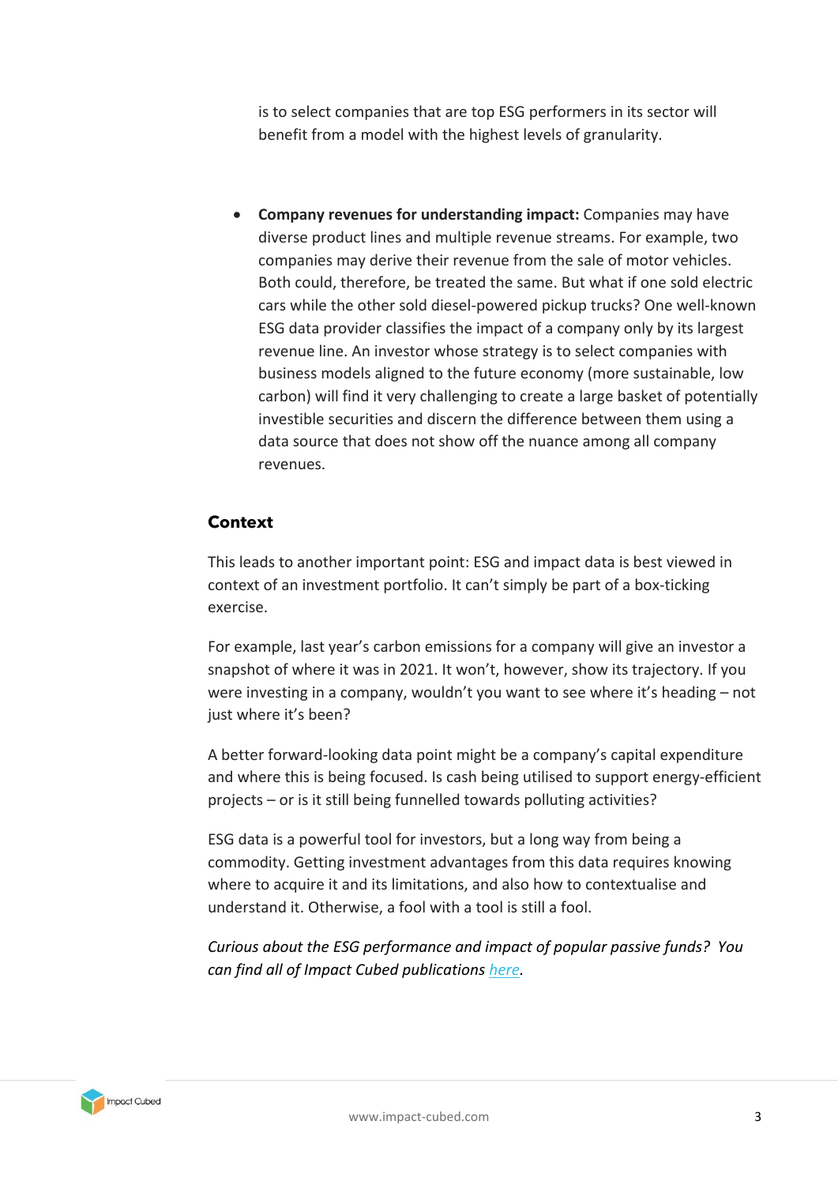is to select companies that are top ESG performers in its sector will benefit from a model with the highest levels of granularity.

- **Company revenues for understanding impact:** Companies may have diverse product lines and multiple revenue streams. For example, two companies may derive their revenue from the sale of motor vehicles. Both could, therefore, be treated the same. But what if one sold electric cars while the other sold diesel-powered pickup trucks? One well-known ESG data provider classifies the impact of a company only by its largest revenue line. An investor whose strategy is to select companies with business models aligned to the future economy (more sustainable, low carbon) will find it very challenging to create a large basket of potentially investible securities and discern the difference between them using a data source that does not show off the nuance among all company revenues.

## Context

This leads to another important point: ESG and impact data is best viewed in context of an investment portfolio. It can't simply be part of a box-ticking exercise.

For example, last year's carbon emissions for a company will give an investor a snapshot of where it was in 2021. It won't, however, show its trajectory. If you were investing in a company, wouldn't you want to see where it's heading – not just where it's been?

A better forward-looking data point might be a company's capital expenditure and where this is being focused. Is cash being utilised to support energy-efficient projects – or is it still being funnelled towards polluting activities?

ESG data is a powerful tool for investors, but a long way from being a commodity. Getting investment advantages from this data requires knowing where to acquire it and its limitations, and also how to contextualise and understand it. Otherwise, a fool with a tool is still a fool.

*Curious about the ESG performance and impact of popular passive funds? You can find all of Impact Cubed publications [here](#).*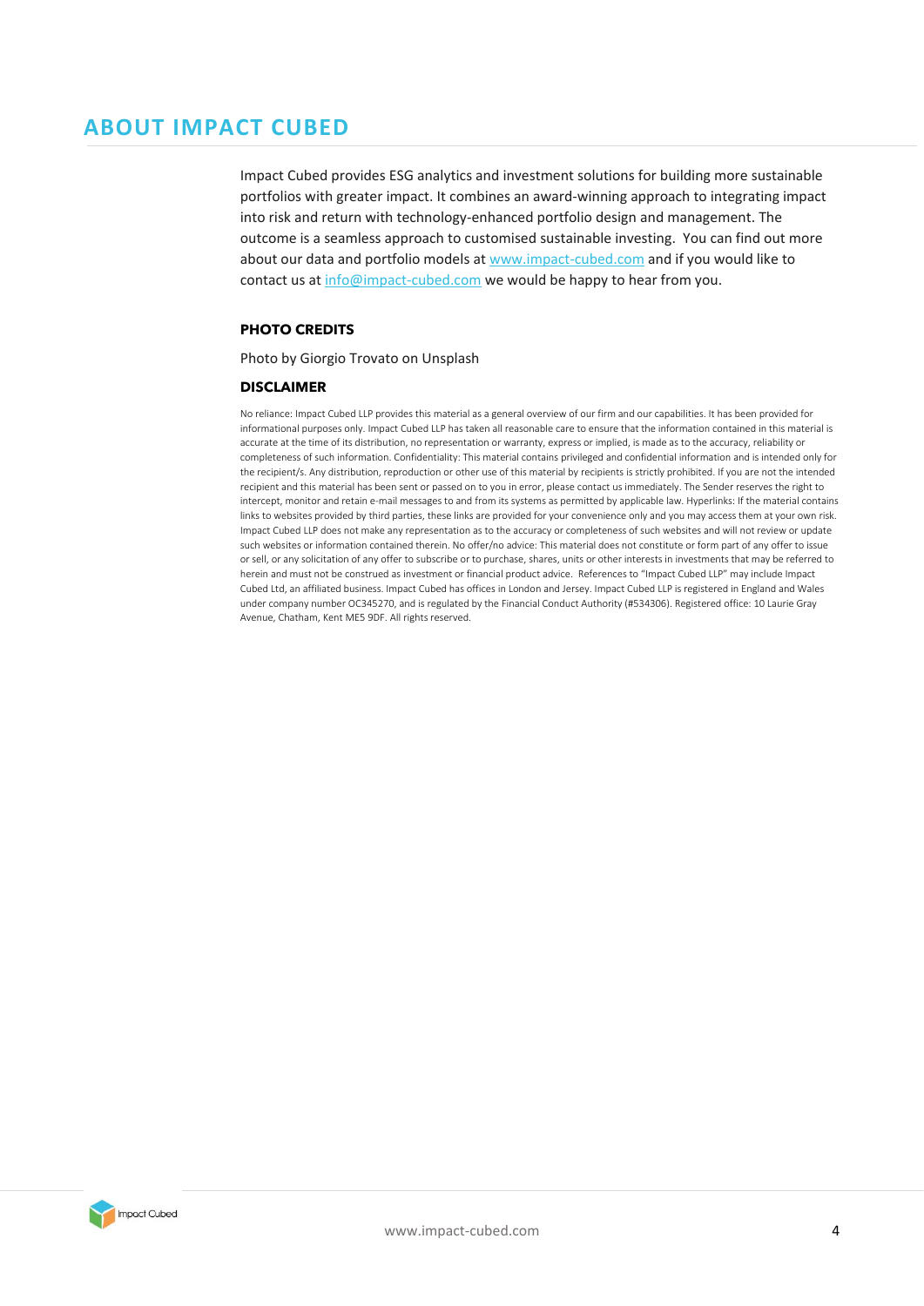# ABOUT IMPACT CUBED

Impact Cubed provides ESG analytics and investment solutions for building more sustainable portfolios with greater impact. It combines an award-winning approach to integrating impact into risk and return with technology-enhanced portfolio design and management. The outcome is a seamless approach to customised sustainable investing. You can find out more about our data and portfolio models at www.impact-cubed.com and if you would like to contact us at info@impact-cubed.com we would be happy to hear from you.

### PHOTO CREDITS

Photo by Giorgio Trovato on Unsplash

### DISCLAIMER

No reliance: Impact Cubed LLP provides this material as a general overview of our firm and our capabilities. It has been provided for informational purposes only. Impact Cubed LLP has taken all reasonable care to ensure that the information contained in this material is accurate at the time of its distribution, no representation or warranty, express or implied, is made as to the accuracy, reliability or completeness of such information. Confidentiality: This material contains privileged and confidential information and is intended only for the recipient/s. Any distribution, reproduction or other use of this material by recipients is strictly prohibited. If you are not the intended recipient and this material has been sent or passed on to you in error, please contact us immediately. The Sender reserves the right to intercept, monitor and retain e-mail messages to and from its systems as permitted by applicable law. Hyperlinks: If the material contains links to websites provided by third parties, these links are provided for your convenience only and you may access them at your own risk. Impact Cubed LLP does not make any representation as to the accuracy or completeness of such websites and will not review or update such websites or information contained therein. No offer/no advice: This material does not constitute or form part of any offer to issue or sell, or any solicitation of any offer to subscribe or to purchase, shares, units or other interests in investments that may be referred to herein and must not be construed as investment or financial product advice. References to "Impact Cubed LLP" may include Impact Cubed Ltd, an affiliated business. Impact Cubed has offices in London and Jersey. Impact Cubed LLP is registered in England and Wales under company number OC345270, and is regulated by the Financial Conduct Authority (#534306). Registered office: 10 Laurie Gray Avenue, Chatham, Kent ME5 9DF. All rights reserved.